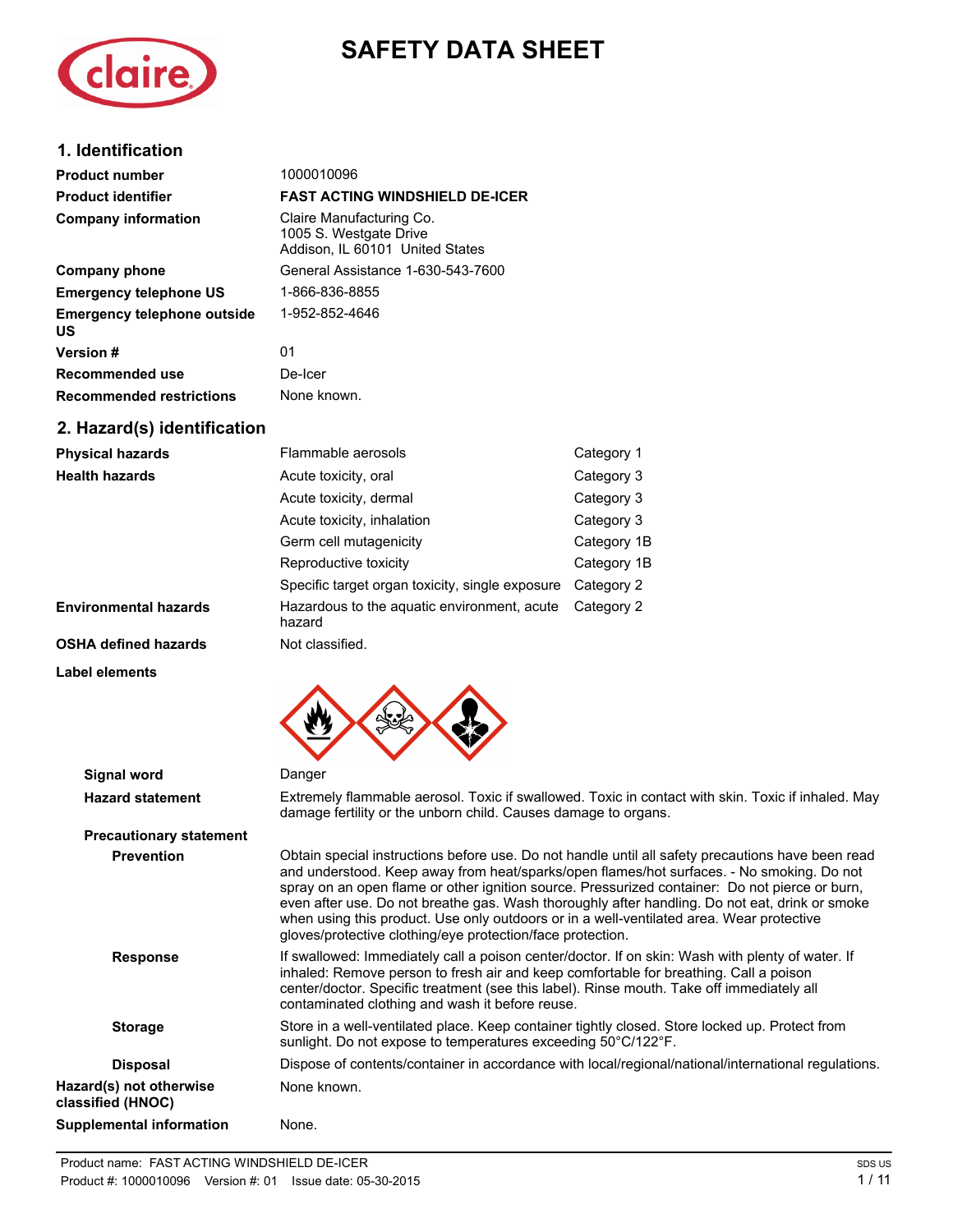# SAFETY DATA SHEET

## 1. Identification

| | |
|---|---|
| **Product number** | 1000010096 |
| **Product identifier** | **FAST ACTING WINDSHIELD DE-ICER** |
| **Company information** | Claire Manufacturing Co.<br>1005 S. Westgate Drive<br>Addison, IL 60101 United States |
| **Company phone** | General Assistance 1-630-543-7600 |
| **Emergency telephone US** | 1-866-836-8855 |
| **Emergency telephone outside US** | 1-952-852-4646 |
| **Version #** | 01 |
| **Recommended use** | De-Icer |
| **Recommended restrictions** | None known. |

## 2. Hazard(s) identification

| | | |
|---|---|---|
| **Physical hazards** | Flammable aerosols | Category 1 |
| **Health hazards** | Acute toxicity, oral | Category 3 |
| | Acute toxicity, dermal | Category 3 |
| | Acute toxicity, inhalation | Category 3 |
| | Germ cell mutagenicity | Category 1B |
| | Reproductive toxicity | Category 1B |
| | Specific target organ toxicity, single exposure | Category 2 |
| **Environmental hazards** | Hazardous to the aquatic environment, acute hazard | Category 2 |
| **OSHA defined hazards** | Not classified. | |

**Label elements**

**Signal word** Danger

**Hazard statement** Extremely flammable aerosol. Toxic if swallowed. Toxic in contact with skin. Toxic if inhaled. May damage fertility or the unborn child. Causes damage to organs.

**Precautionary statement**

**Prevention** Obtain special instructions before use. Do not handle until all safety precautions have been read and understood. Keep away from heat/sparks/open flames/hot surfaces. - No smoking. Do not spray on an open flame or other ignition source. Pressurized container: Do not pierce or burn, even after use. Do not breathe gas. Wash thoroughly after handling. Do not eat, drink or smoke when using this product. Use only outdoors or in a well-ventilated area. Wear protective gloves/protective clothing/eye protection/face protection.

**Response** If swallowed: Immediately call a poison center/doctor. If on skin: Wash with plenty of water. If inhaled: Remove person to fresh air and keep comfortable for breathing. Call a poison center/doctor. Specific treatment (see this label). Rinse mouth. Take off immediately all contaminated clothing and wash it before reuse.

**Storage** Store in a well-ventilated place. Keep container tightly closed. Store locked up. Protect from sunlight. Do not expose to temperatures exceeding 50°C/122°F.

**Disposal** Dispose of contents/container in accordance with local/regional/national/international regulations.

**Hazard(s) not otherwise classified (HNOC)** None known.

**Supplemental information** None.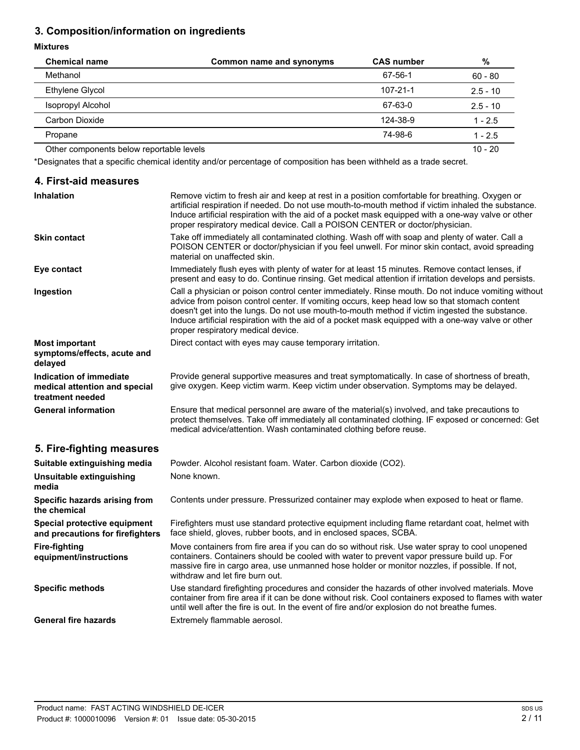## 3. Composition/information on ingredients

**Mixtures**

| Chemical name | Common name and synonyms | CAS number | % |
|---|---|---|---|
| Methanol | | 67-56-1 | 60 - 80 |
| Ethylene Glycol | | 107-21-1 | 2.5 - 10 |
| Isopropyl Alcohol | | 67-63-0 | 2.5 - 10 |
| Carbon Dioxide | | 124-38-9 | 1 - 2.5 |
| Propane | | 74-98-6 | 1 - 2.5 |
| Other components below reportable levels | | | 10 - 20 |

*Designates that a specific chemical identity and/or percentage of composition has been withheld as a trade secret.

## 4. First-aid measures

| | |
|---|---|
| **Inhalation** | Remove victim to fresh air and keep at rest in a position comfortable for breathing. Oxygen or artificial respiration if needed. Do not use mouth-to-mouth method if victim inhaled the substance. Induce artificial respiration with the aid of a pocket mask equipped with a one-way valve or other proper respiratory medical device. Call a POISON CENTER or doctor/physician. |
| **Skin contact** | Take off immediately all contaminated clothing. Wash off with soap and plenty of water. Call a POISON CENTER or doctor/physician if you feel unwell. For minor skin contact, avoid spreading material on unaffected skin. |
| **Eye contact** | Immediately flush eyes with plenty of water for at least 15 minutes. Remove contact lenses, if present and easy to do. Continue rinsing. Get medical attention if irritation develops and persists. |
| **Ingestion** | Call a physician or poison control center immediately. Rinse mouth. Do not induce vomiting without advice from poison control center. If vomiting occurs, keep head low so that stomach content doesn't get into the lungs. Do not use mouth-to-mouth method if victim ingested the substance. Induce artificial respiration with the aid of a pocket mask equipped with a one-way valve or other proper respiratory medical device. |
| **Most important symptoms/effects, acute and delayed** | Direct contact with eyes may cause temporary irritation. |
| **Indication of immediate medical attention and special treatment needed** | Provide general supportive measures and treat symptomatically. In case of shortness of breath, give oxygen. Keep victim warm. Keep victim under observation. Symptoms may be delayed. |
| **General information** | Ensure that medical personnel are aware of the material(s) involved, and take precautions to protect themselves. Take off immediately all contaminated clothing. IF exposed or concerned: Get medical advice/attention. Wash contaminated clothing before reuse. |

## 5. Fire-fighting measures

| | |
|---|---|
| **Suitable extinguishing media** | Powder. Alcohol resistant foam. Water. Carbon dioxide ($CO_2$). |
| **Unsuitable extinguishing media** | None known. |
| **Specific hazards arising from the chemical** | Contents under pressure. Pressurized container may explode when exposed to heat or flame. |
| **Special protective equipment and precautions for firefighters** | Firefighters must use standard protective equipment including flame retardant coat, helmet with face shield, gloves, rubber boots, and in enclosed spaces, SCBA. |
| **Fire-fighting equipment/instructions** | Move containers from fire area if you can do so without risk. Use water spray to cool unopened containers. Containers should be cooled with water to prevent vapor pressure build up. For massive fire in cargo area, use unmanned hose holder or monitor nozzles, if possible. If not, withdraw and let fire burn out. |
| **Specific methods** | Use standard firefighting procedures and consider the hazards of other involved materials. Move container from fire area if it can be done without risk. Cool containers exposed to flames with water until well after the fire is out. In the event of fire and/or explosion do not breathe fumes. |
| **General fire hazards** | Extremely flammable aerosol. |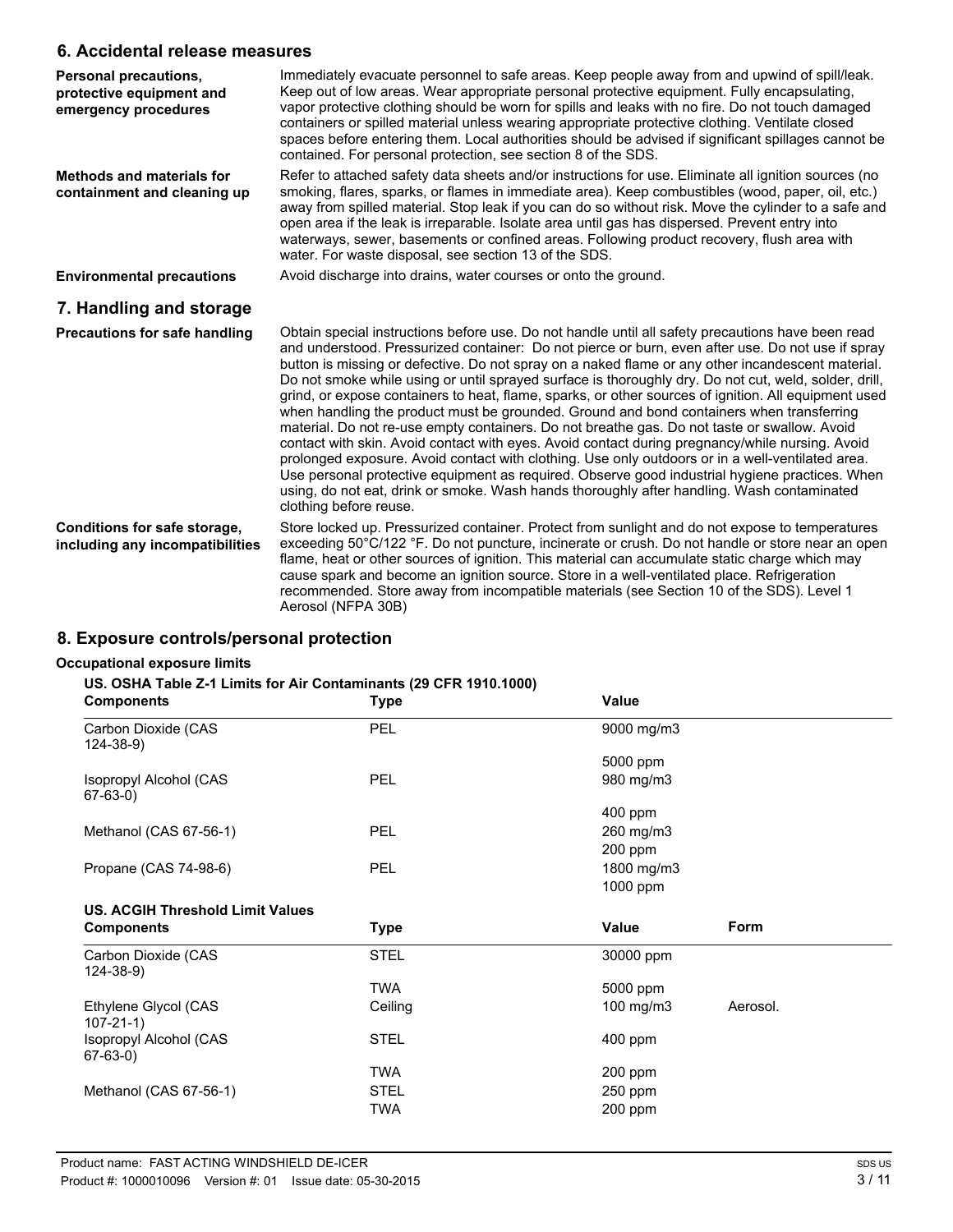## 6. Accidental release measures

**Personal precautions, protective equipment and emergency procedures**

Immediately evacuate personnel to safe areas. Keep people away from and upwind of spill/leak. Keep out of low areas. Wear appropriate personal protective equipment. Fully encapsulating, vapor protective clothing should be worn for spills and leaks with no fire. Do not touch damaged containers or spilled material unless wearing appropriate protective clothing. Ventilate closed spaces before entering them. Local authorities should be advised if significant spillages cannot be contained. For personal protection, see section 8 of the SDS.

**Methods and materials for containment and cleaning up**

Refer to attached safety data sheets and/or instructions for use. Eliminate all ignition sources (no smoking, flares, sparks, or flames in immediate area). Keep combustibles (wood, paper, oil, etc.) away from spilled material. Stop leak if you can do so without risk. Move the cylinder to a safe and open area if the leak is irreparable. Isolate area until gas has dispersed. Prevent entry into waterways, sewer, basements or confined areas. Following product recovery, flush area with water. For waste disposal, see section 13 of the SDS.

**Environmental precautions**

Avoid discharge into drains, water courses or onto the ground.

## 7. Handling and storage

**Precautions for safe handling**

Obtain special instructions before use. Do not handle until all safety precautions have been read and understood. Pressurized container: Do not pierce or burn, even after use. Do not use if spray button is missing or defective. Do not spray on a naked flame or any other incandescent material. Do not smoke while using or until sprayed surface is thoroughly dry. Do not cut, weld, solder, drill, grind, or expose containers to heat, flame, sparks, or other sources of ignition. All equipment used when handling the product must be grounded. Ground and bond containers when transferring material. Do not re-use empty containers. Do not breathe gas. Do not taste or swallow. Avoid contact with skin. Avoid contact with eyes. Avoid contact during pregnancy/while nursing. Avoid prolonged exposure. Avoid contact with clothing. Use only outdoors or in a well-ventilated area. Use personal protective equipment as required. Observe good industrial hygiene practices. When using, do not eat, drink or smoke. Wash hands thoroughly after handling. Wash contaminated clothing before reuse.

**Conditions for safe storage, including any incompatibilities**

Store locked up. Pressurized container. Protect from sunlight and do not expose to temperatures exceeding 50°C/122 °F. Do not puncture, incinerate or crush. Do not handle or store near an open flame, heat or other sources of ignition. This material can accumulate static charge which may cause spark and become an ignition source. Store in a well-ventilated place. Refrigeration recommended. Store away from incompatible materials (see Section 10 of the SDS). Level 1 Aerosol (NFPA 30B)

## 8. Exposure controls/personal protection

**Occupational exposure limits**

**US. OSHA Table Z-1 Limits for Air Contaminants (29 CFR 1910.1000)**

| Components | Type | Value |
|---|---|---|
| Carbon Dioxide (CAS 124-38-9) | PEL | 9000 mg/m3 |
| | | 5000 ppm |
| Isopropyl Alcohol (CAS 67-63-0) | PEL | 980 mg/m3 |
| | | 400 ppm |
| Methanol (CAS 67-56-1) | PEL | 260 mg/m3 |
| | | 200 ppm |
| Propane (CAS 74-98-6) | PEL | 1800 mg/m3 |
| | | 1000 ppm |

**US. ACGIH Threshold Limit Values**

| Components | Type | Value | Form |
|---|---|---|---|
| Carbon Dioxide (CAS 124-38-9) | STEL | 30000 ppm | |
| | TWA | 5000 ppm | |
| Ethylene Glycol (CAS 107-21-1) | Ceiling | 100 mg/m3 | Aerosol. |
| Isopropyl Alcohol (CAS 67-63-0) | STEL | 400 ppm | |
| | TWA | 200 ppm | |
| Methanol (CAS 67-56-1) | STEL | 250 ppm | |
| | TWA | 200 ppm | |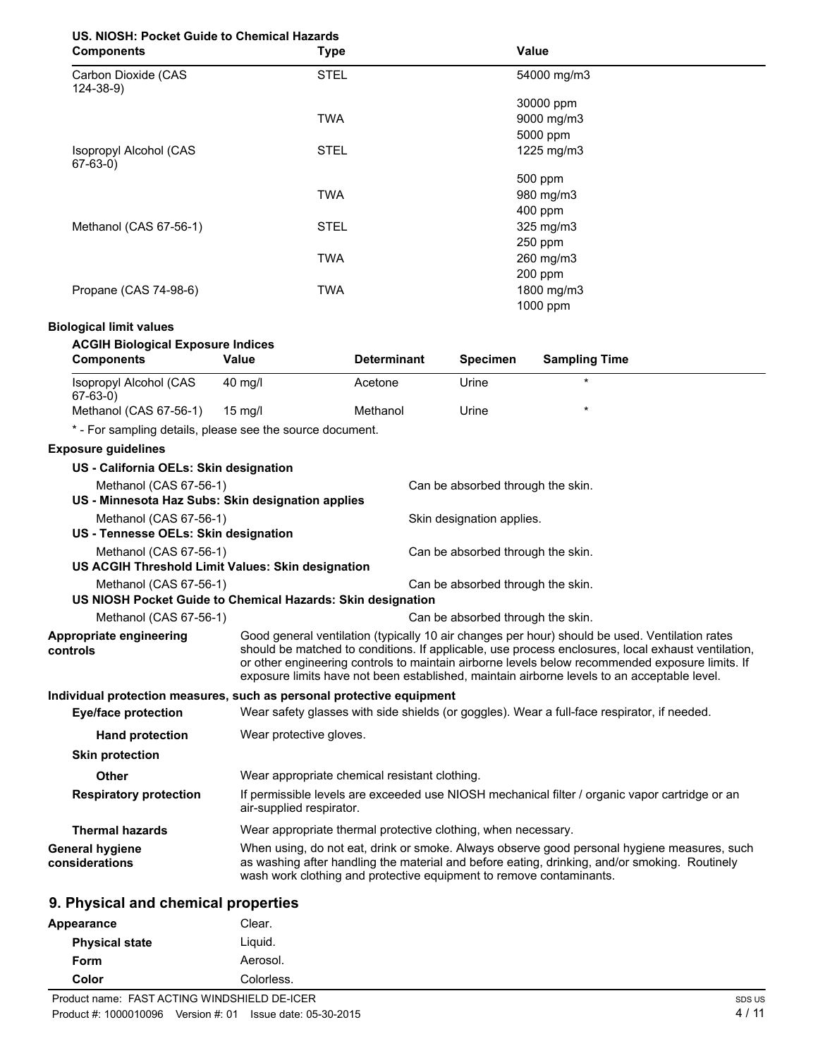**US. NIOSH: Pocket Guide to Chemical Hazards**

| Components | Type | Value |
|---|---|---|
| Carbon Dioxide (CAS 124-38-9) | STEL | 54000 mg/m3 |
| | | 30000 ppm |
| | TWA | 9000 mg/m3 |
| | | 5000 ppm |
| Isopropyl Alcohol (CAS 67-63-0) | STEL | 1225 mg/m3 |
| | | 500 ppm |
| | TWA | 980 mg/m3 |
| | | 400 ppm |
| Methanol (CAS 67-56-1) | STEL | 325 mg/m3 |
| | | 250 ppm |
| | TWA | 260 mg/m3 |
| | | 200 ppm |
| Propane (CAS 74-98-6) | TWA | 1800 mg/m3 |
| | | 1000 ppm |

**Biological limit values**

**ACGIH Biological Exposure Indices**

| Components | Value | Determinant | Specimen | Sampling Time |
|---|---|---|---|---|
| Isopropyl Alcohol (CAS 67-63-0) | 40 mg/l | Acetone | Urine | * |
| Methanol (CAS 67-56-1) | 15 mg/l | Methanol | Urine | * |

\* - For sampling details, please see the source document.

**Exposure guidelines**

**US - California OELs: Skin designation**

Methanol (CAS 67-56-1) — Can be absorbed through the skin.

**US - Minnesota Haz Subs: Skin designation applies**

Methanol (CAS 67-56-1) — Skin designation applies.

**US - Tennesse OELs: Skin designation**

Methanol (CAS 67-56-1) — Can be absorbed through the skin.

**US ACGIH Threshold Limit Values: Skin designation**

Methanol (CAS 67-56-1) — Can be absorbed through the skin.

**US NIOSH Pocket Guide to Chemical Hazards: Skin designation**

Methanol (CAS 67-56-1) — Can be absorbed through the skin.

**Appropriate engineering controls**

Good general ventilation (typically 10 air changes per hour) should be used. Ventilation rates should be matched to conditions. If applicable, use process enclosures, local exhaust ventilation, or other engineering controls to maintain airborne levels below recommended exposure limits. If exposure limits have not been established, maintain airborne levels to an acceptable level.

**Individual protection measures, such as personal protective equipment**

**Eye/face protection**

Wear safety glasses with side shields (or goggles). Wear a full-face respirator, if needed.

**Hand protection**

Wear protective gloves.

**Skin protection**

**Other**

Wear appropriate chemical resistant clothing.

**Respiratory protection**

If permissible levels are exceeded use NIOSH mechanical filter / organic vapor cartridge or an air-supplied respirator.

**Thermal hazards**

Wear appropriate thermal protective clothing, when necessary.

**General hygiene considerations**

When using, do not eat, drink or smoke. Always observe good personal hygiene measures, such as washing after handling the material and before eating, drinking, and/or smoking. Routinely wash work clothing and protective equipment to remove contaminants.

## 9. Physical and chemical properties

| | |
|---|---|
| **Appearance** | Clear. |
| **Physical state** | Liquid. |
| **Form** | Aerosol. |
| **Color** | Colorless. |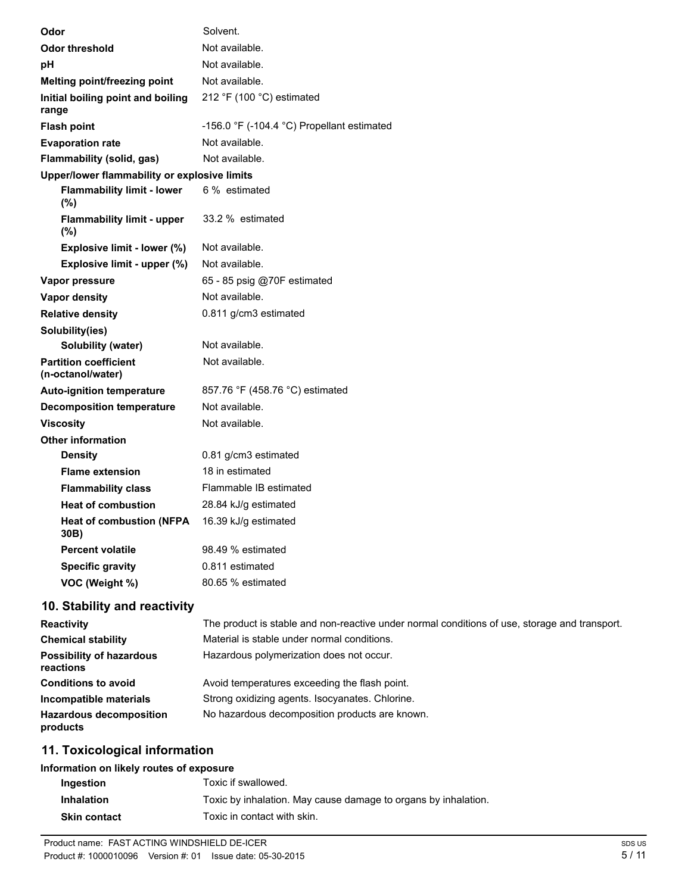| | |
|---|---|
| **Odor** | Solvent. |
| **Odor threshold** | Not available. |
| **pH** | Not available. |
| **Melting point/freezing point** | Not available. |
| **Initial boiling point and boiling range** | 212 °F (100 °C) estimated |
| **Flash point** | -156.0 °F (-104.4 °C) Propellant estimated |
| **Evaporation rate** | Not available. |
| **Flammability (solid, gas)** | Not available. |
| **Upper/lower flammability or explosive limits** | |
| **Flammability limit - lower (%)** | 6 % estimated |
| **Flammability limit - upper (%)** | 33.2 % estimated |
| **Explosive limit - lower (%)** | Not available. |
| **Explosive limit - upper (%)** | Not available. |
| **Vapor pressure** | 65 - 85 psig @70F estimated |
| **Vapor density** | Not available. |
| **Relative density** | 0.811 g/cm3 estimated |
| **Solubility(ies)** | |
| **Solubility (water)** | Not available. |
| **Partition coefficient (n-octanol/water)** | Not available. |
| **Auto-ignition temperature** | 857.76 °F (458.76 °C) estimated |
| **Decomposition temperature** | Not available. |
| **Viscosity** | Not available. |
| **Other information** | |
| **Density** | 0.81 g/cm3 estimated |
| **Flame extension** | 18 in estimated |
| **Flammability class** | Flammable IB estimated |
| **Heat of combustion** | 28.84 kJ/g estimated |
| **Heat of combustion (NFPA 30B)** | 16.39 kJ/g estimated |
| **Percent volatile** | 98.49 % estimated |
| **Specific gravity** | 0.811 estimated |
| **VOC (Weight %)** | 80.65 % estimated |

## 10. Stability and reactivity

| | |
|---|---|
| **Reactivity** | The product is stable and non-reactive under normal conditions of use, storage and transport. |
| **Chemical stability** | Material is stable under normal conditions. |
| **Possibility of hazardous reactions** | Hazardous polymerization does not occur. |
| **Conditions to avoid** | Avoid temperatures exceeding the flash point. |
| **Incompatible materials** | Strong oxidizing agents. Isocyanates. Chlorine. |
| **Hazardous decomposition products** | No hazardous decomposition products are known. |

## 11. Toxicological information

**Information on likely routes of exposure**

| | |
|---|---|
| **Ingestion** | Toxic if swallowed. |
| **Inhalation** | Toxic by inhalation. May cause damage to organs by inhalation. |
| **Skin contact** | Toxic in contact with skin. |

Product name: FAST ACTING WINDSHIELD DE-ICER
Product #: 1000010096 Version #: 01 Issue date: 05-30-2015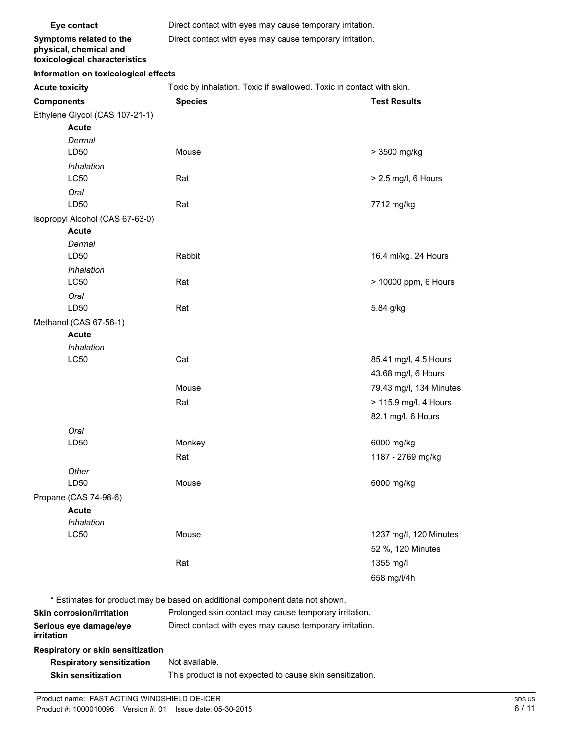**Eye contact** Direct contact with eyes may cause temporary irritation.

**Symptoms related to the physical, chemical and toxicological characteristics** Direct contact with eyes may cause temporary irritation.

## Information on toxicological effects

**Acute toxicity** Toxic by inhalation. Toxic if swallowed. Toxic in contact with skin.

| Components | Species | Test Results |
|---|---|---|
| Ethylene Glycol (CAS 107-21-1) | | |
| **Acute** | | |
| *Dermal* | | |
| LD50 | Mouse | > 3500 mg/kg |
| *Inhalation* | | |
| LC50 | Rat | > 2.5 mg/l, 6 Hours |
| *Oral* | | |
| LD50 | Rat | 7712 mg/kg |
| Isopropyl Alcohol (CAS 67-63-0) | | |
| **Acute** | | |
| *Dermal* | | |
| LD50 | Rabbit | 16.4 ml/kg, 24 Hours |
| *Inhalation* | | |
| LC50 | Rat | > 10000 ppm, 6 Hours |
| *Oral* | | |
| LD50 | Rat | 5.84 g/kg |
| Methanol (CAS 67-56-1) | | |
| **Acute** | | |
| *Inhalation* | | |
| LC50 | Cat | 85.41 mg/l, 4.5 Hours |
| | | 43.68 mg/l, 6 Hours |
| | Mouse | 79.43 mg/l, 134 Minutes |
| | Rat | > 115.9 mg/l, 4 Hours |
| | | 82.1 mg/l, 6 Hours |
| *Oral* | | |
| LD50 | Monkey | 6000 mg/kg |
| | Rat | 1187 - 2769 mg/kg |
| *Other* | | |
| LD50 | Mouse | 6000 mg/kg |
| Propane (CAS 74-98-6) | | |
| **Acute** | | |
| *Inhalation* | | |
| LC50 | Mouse | 1237 mg/l, 120 Minutes |
| | | 52 %, 120 Minutes |
| | Rat | 1355 mg/l |
| | | 658 mg/l/4h |

* Estimates for product may be based on additional component data not shown.

**Skin corrosion/irritation** Prolonged skin contact may cause temporary irritation.

**Serious eye damage/eye irritation** Direct contact with eyes may cause temporary irritation.

**Respiratory or skin sensitization**

**Respiratory sensitization** Not available.

**Skin sensitization** This product is not expected to cause skin sensitization.

Product name: FAST ACTING WINDSHIELD DE-ICER
Product #: 1000010096 Version #: 01 Issue date: 05-30-2015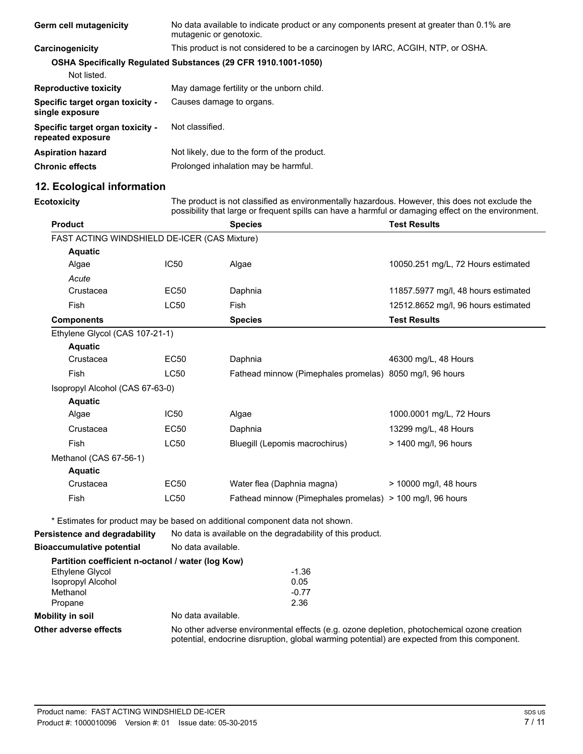**Germ cell mutagenicity** No data available to indicate product or any components present at greater than 0.1% are mutagenic or genotoxic.

**Carcinogenicity** This product is not considered to be a carcinogen by IARC, ACGIH, NTP, or OSHA.

**OSHA Specifically Regulated Substances (29 CFR 1910.1001-1050)**

Not listed.

**Reproductive toxicity** May damage fertility or the unborn child.

**Specific target organ toxicity - single exposure** Causes damage to organs.

**Specific target organ toxicity - repeated exposure** Not classified.

**Aspiration hazard** Not likely, due to the form of the product.

**Chronic effects** Prolonged inhalation may be harmful.

## 12. Ecological information

**Ecotoxicity** The product is not classified as environmentally hazardous. However, this does not exclude the possibility that large or frequent spills can have a harmful or damaging effect on the environment.

| Product | | Species | Test Results |
|---|---|---|---|
| FAST ACTING WINDSHIELD DE-ICER (CAS Mixture) | | | |
| **Aquatic** | | | |
| Algae | IC50 | Algae | 10050.251 mg/L, 72 Hours estimated |
| *Acute* | | | |
| Crustacea | EC50 | Daphnia | 11857.5977 mg/l, 48 hours estimated |
| Fish | LC50 | Fish | 12512.8652 mg/l, 96 hours estimated |
| **Components** | | **Species** | **Test Results** |
| Ethylene Glycol (CAS 107-21-1) | | | |
| **Aquatic** | | | |
| Crustacea | EC50 | Daphnia | 46300 mg/L, 48 Hours |
| Fish | LC50 | Fathead minnow (Pimephales promelas) | 8050 mg/l, 96 hours |
| Isopropyl Alcohol (CAS 67-63-0) | | | |
| **Aquatic** | | | |
| Algae | IC50 | Algae | 1000.0001 mg/L, 72 Hours |
| Crustacea | EC50 | Daphnia | 13299 mg/L, 48 Hours |
| Fish | LC50 | Bluegill (Lepomis macrochirus) | > 1400 mg/l, 96 hours |
| Methanol (CAS 67-56-1) | | | |
| **Aquatic** | | | |
| Crustacea | EC50 | Water flea (Daphnia magna) | > 10000 mg/l, 48 hours |
| Fish | LC50 | Fathead minnow (Pimephales promelas) | > 100 mg/l, 96 hours |

\* Estimates for product may be based on additional component data not shown.

**Persistence and degradability** No data is available on the degradability of this product.

**Bioaccumulative potential** No data available.

**Partition coefficient n-octanol / water (log Kow)**

| | |
|---|---|
| Ethylene Glycol | -1.36 |
| Isopropyl Alcohol | 0.05 |
| Methanol | -0.77 |
| Propane | 2.36 |

**Mobility in soil** No data available.

**Other adverse effects** No other adverse environmental effects (e.g. ozone depletion, photochemical ozone creation potential, endocrine disruption, global warming potential) are expected from this component.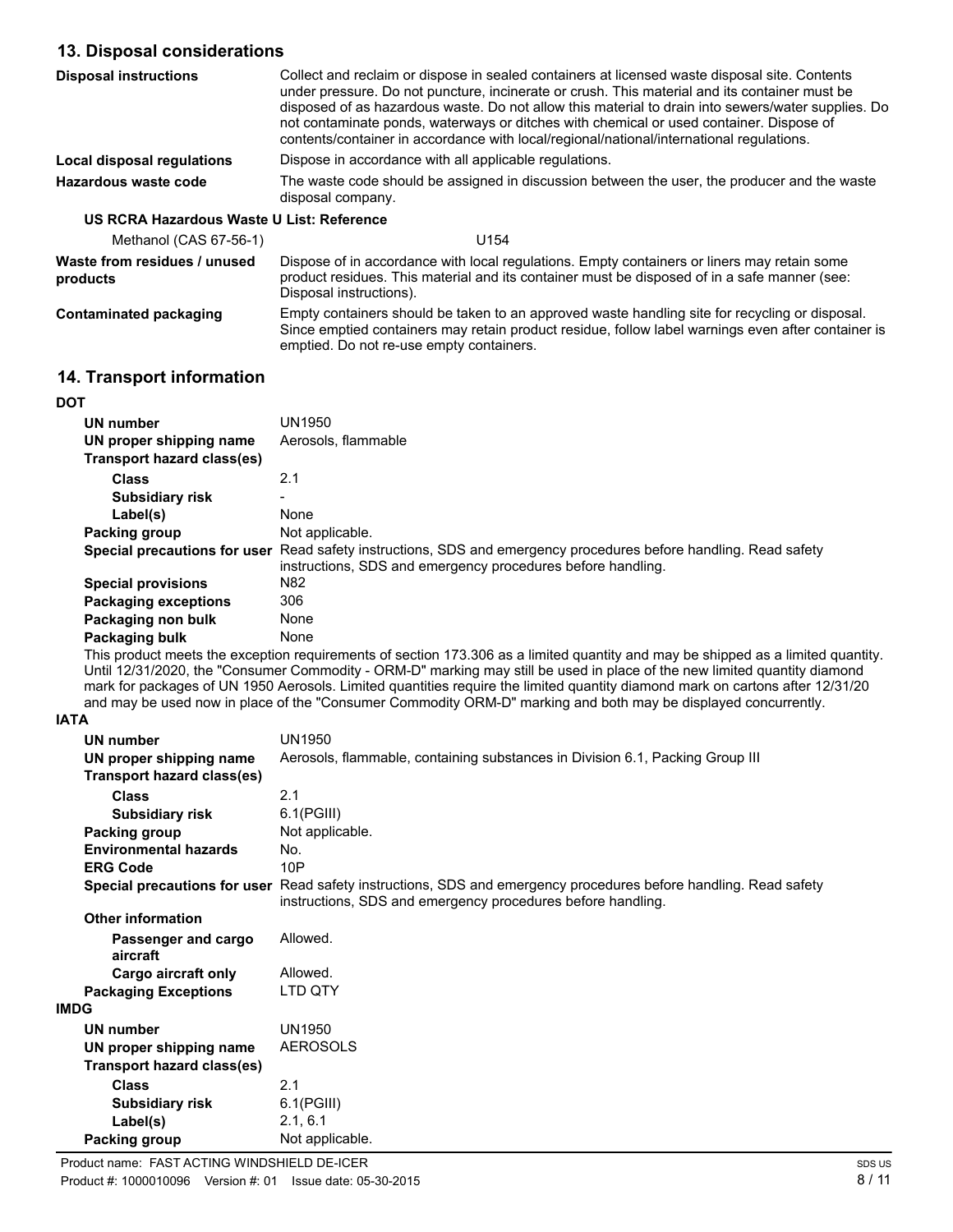## 13. Disposal considerations

| | |
|---|---|
| **Disposal instructions** | Collect and reclaim or dispose in sealed containers at licensed waste disposal site. Contents under pressure. Do not puncture, incinerate or crush. This material and its container must be disposed of as hazardous waste. Do not allow this material to drain into sewers/water supplies. Do not contaminate ponds, waterways or ditches with chemical or used container. Dispose of contents/container in accordance with local/regional/national/international regulations. |
| **Local disposal regulations** | Dispose in accordance with all applicable regulations. |
| **Hazardous waste code** | The waste code should be assigned in discussion between the user, the producer and the waste disposal company. |

**US RCRA Hazardous Waste U List: Reference**

| | |
|---|---|
| Methanol (CAS 67-56-1) | U154 |
| **Waste from residues / unused products** | Dispose of in accordance with local regulations. Empty containers or liners may retain some product residues. This material and its container must be disposed of in a safe manner (see: Disposal instructions). |
| **Contaminated packaging** | Empty containers should be taken to an approved waste handling site for recycling or disposal. Since emptied containers may retain product residue, follow label warnings even after container is emptied. Do not re-use empty containers. |

## 14. Transport information

**DOT**

| | |
|---|---|
| **UN number** | UN1950 |
| **UN proper shipping name** | Aerosols, flammable |
| **Transport hazard class(es)** | |
| **Class** | 2.1 |
| **Subsidiary risk** | - |
| **Label(s)** | None |
| **Packing group** | Not applicable. |
| **Special precautions for user** | Read safety instructions, SDS and emergency procedures before handling. Read safety instructions, SDS and emergency procedures before handling. |
| **Special provisions** | N82 |
| **Packaging exceptions** | 306 |
| **Packaging non bulk** | None |
| **Packaging bulk** | None |

This product meets the exception requirements of section 173.306 as a limited quantity and may be shipped as a limited quantity. Until 12/31/2020, the "Consumer Commodity - ORM-D" marking may still be used in place of the new limited quantity diamond mark for packages of UN 1950 Aerosols. Limited quantities require the limited quantity diamond mark on cartons after 12/31/20 and may be used now in place of the "Consumer Commodity ORM-D" marking and both may be displayed concurrently.

**IATA**

| | |
|---|---|
| **UN number** | UN1950 |
| **UN proper shipping name** | Aerosols, flammable, containing substances in Division 6.1, Packing Group III |
| **Transport hazard class(es)** | |
| **Class** | 2.1 |
| **Subsidiary risk** | 6.1(PGIII) |
| **Packing group** | Not applicable. |
| **Environmental hazards** | No. |
| **ERG Code** | 10P |
| **Special precautions for user** | Read safety instructions, SDS and emergency procedures before handling. Read safety instructions, SDS and emergency procedures before handling. |
| **Other information** | |
| **Passenger and cargo aircraft** | Allowed. |
| **Cargo aircraft only** | Allowed. |
| **Packaging Exceptions** | LTD QTY |

**IMDG**

| | |
|---|---|
| **UN number** | UN1950 |
| **UN proper shipping name** | AEROSOLS |
| **Transport hazard class(es)** | |
| **Class** | 2.1 |
| **Subsidiary risk** | 6.1(PGIII) |
| **Label(s)** | 2.1, 6.1 |
| **Packing group** | Not applicable. |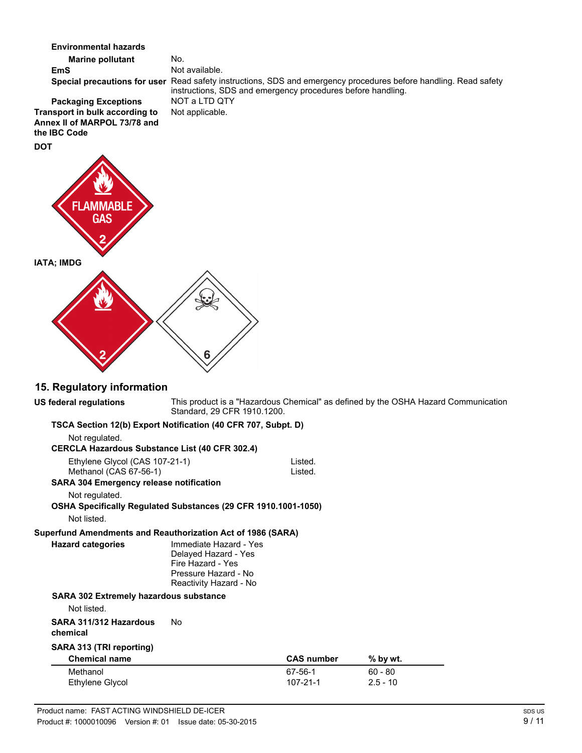**Environmental hazards**

**Marine pollutant** No.

**EmS** Not available.

**Special precautions for user** Read safety instructions, SDS and emergency procedures before handling. Read safety instructions, SDS and emergency procedures before handling.

**Packaging Exceptions** NOT a LTD QTY

**Transport in bulk according to Annex II of MARPOL 73/78 and the IBC Code** Not applicable.

**DOT**

**IATA; IMDG**

## 15. Regulatory information

**US federal regulations** This product is a "Hazardous Chemical" as defined by the OSHA Hazard Communication Standard, 29 CFR 1910.1200.

**TSCA Section 12(b) Export Notification (40 CFR 707, Subpt. D)**

Not regulated.

**CERCLA Hazardous Substance List (40 CFR 302.4)**

| | |
|---|---|
| Ethylene Glycol (CAS 107-21-1) | Listed. |
| Methanol (CAS 67-56-1) | Listed. |

**SARA 304 Emergency release notification**

Not regulated.

**OSHA Specifically Regulated Substances (29 CFR 1910.1001-1050)**

Not listed.

**Superfund Amendments and Reauthorization Act of 1986 (SARA)**

**Hazard categories**
Immediate Hazard - Yes
Delayed Hazard - Yes
Fire Hazard - Yes
Pressure Hazard - No
Reactivity Hazard - No

**SARA 302 Extremely hazardous substance**

Not listed.

**SARA 311/312 Hazardous chemical** No

**SARA 313 (TRI reporting)**

| Chemical name | CAS number | % by wt. |
|---|---|---|
| Methanol | 67-56-1 | 60 - 80 |
| Ethylene Glycol | 107-21-1 | 2.5 - 10 |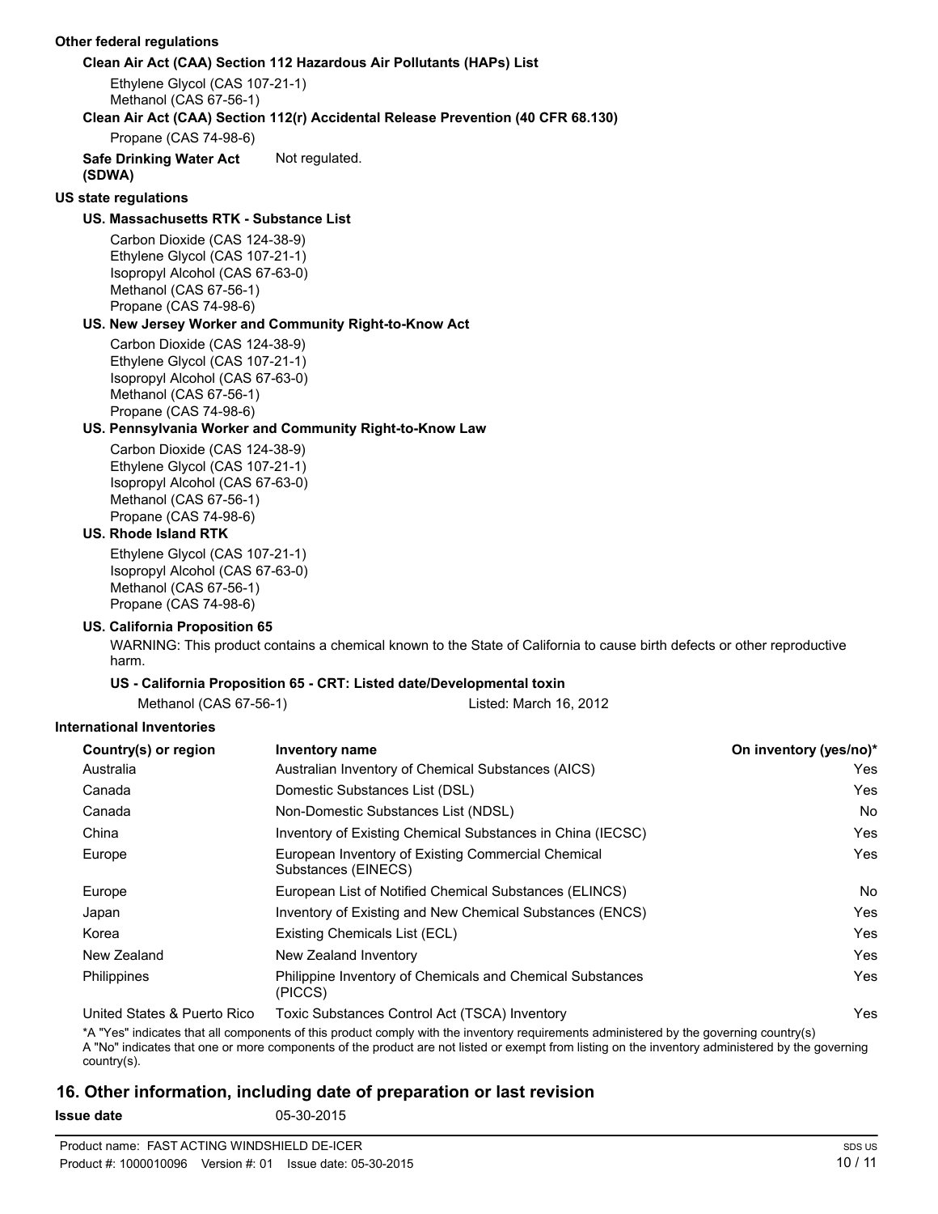**Other federal regulations**

**Clean Air Act (CAA) Section 112 Hazardous Air Pollutants (HAPs) List**

Ethylene Glycol (CAS 107-21-1)
Methanol (CAS 67-56-1)

**Clean Air Act (CAA) Section 112(r) Accidental Release Prevention (40 CFR 68.130)**

Propane (CAS 74-98-6)

**Safe Drinking Water Act (SDWA)** Not regulated.

**US state regulations**

**US. Massachusetts RTK - Substance List**

Carbon Dioxide (CAS 124-38-9)
Ethylene Glycol (CAS 107-21-1)
Isopropyl Alcohol (CAS 67-63-0)
Methanol (CAS 67-56-1)
Propane (CAS 74-98-6)

**US. New Jersey Worker and Community Right-to-Know Act**

Carbon Dioxide (CAS 124-38-9)
Ethylene Glycol (CAS 107-21-1)
Isopropyl Alcohol (CAS 67-63-0)
Methanol (CAS 67-56-1)
Propane (CAS 74-98-6)

**US. Pennsylvania Worker and Community Right-to-Know Law**

Carbon Dioxide (CAS 124-38-9)
Ethylene Glycol (CAS 107-21-1)
Isopropyl Alcohol (CAS 67-63-0)
Methanol (CAS 67-56-1)
Propane (CAS 74-98-6)

**US. Rhode Island RTK**

Ethylene Glycol (CAS 107-21-1)
Isopropyl Alcohol (CAS 67-63-0)
Methanol (CAS 67-56-1)
Propane (CAS 74-98-6)

**US. California Proposition 65**

WARNING: This product contains a chemical known to the State of California to cause birth defects or other reproductive harm.

**US - California Proposition 65 - CRT: Listed date/Developmental toxin**

Methanol (CAS 67-56-1) Listed: March 16, 2012

**International Inventories**

| Country(s) or region | Inventory name | On inventory (yes/no)* |
|---|---|---|
| Australia | Australian Inventory of Chemical Substances (AICS) | Yes |
| Canada | Domestic Substances List (DSL) | Yes |
| Canada | Non-Domestic Substances List (NDSL) | No |
| China | Inventory of Existing Chemical Substances in China (IECSC) | Yes |
| Europe | European Inventory of Existing Commercial Chemical Substances (EINECS) | Yes |
| Europe | European List of Notified Chemical Substances (ELINCS) | No |
| Japan | Inventory of Existing and New Chemical Substances (ENCS) | Yes |
| Korea | Existing Chemicals List (ECL) | Yes |
| New Zealand | New Zealand Inventory | Yes |
| Philippines | Philippine Inventory of Chemicals and Chemical Substances (PICCS) | Yes |
| United States & Puerto Rico | Toxic Substances Control Act (TSCA) Inventory | Yes |

*A "Yes" indicates that all components of this product comply with the inventory requirements administered by the governing country(s)
A "No" indicates that one or more components of the product are not listed or exempt from listing on the inventory administered by the governing country(s).

## 16. Other information, including date of preparation or last revision

**Issue date** 05-30-2015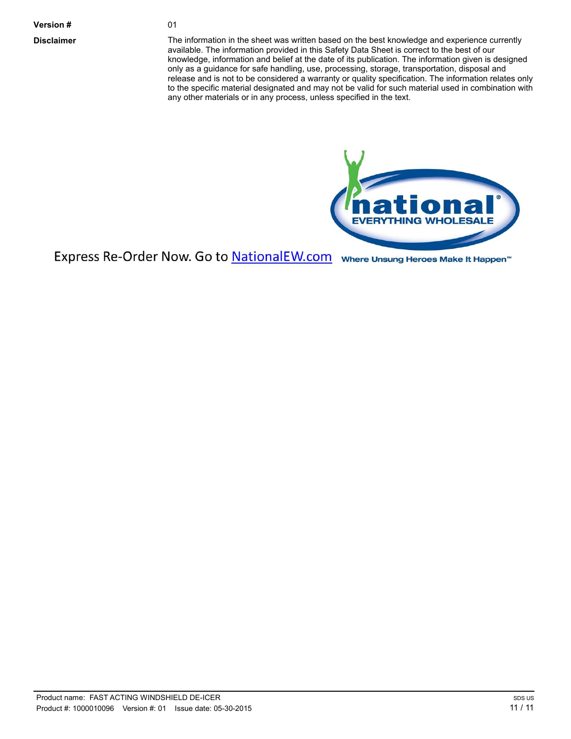**Version #** 01

**Disclaimer** The information in the sheet was written based on the best knowledge and experience currently available. The information provided in this Safety Data Sheet is correct to the best of our knowledge, information and belief at the date of its publication. The information given is designed only as a guidance for safe handling, use, processing, storage, transportation, disposal and release and is not to be considered a warranty or quality specification. The information relates only to the specific material designated and may not be valid for such material used in combination with any other materials or in any process, unless specified in the text.

national® EVERYTHING WHOLESALE

Express Re-Order Now. Go to NationalEW.com Where Unsung Heroes Make It Happen™